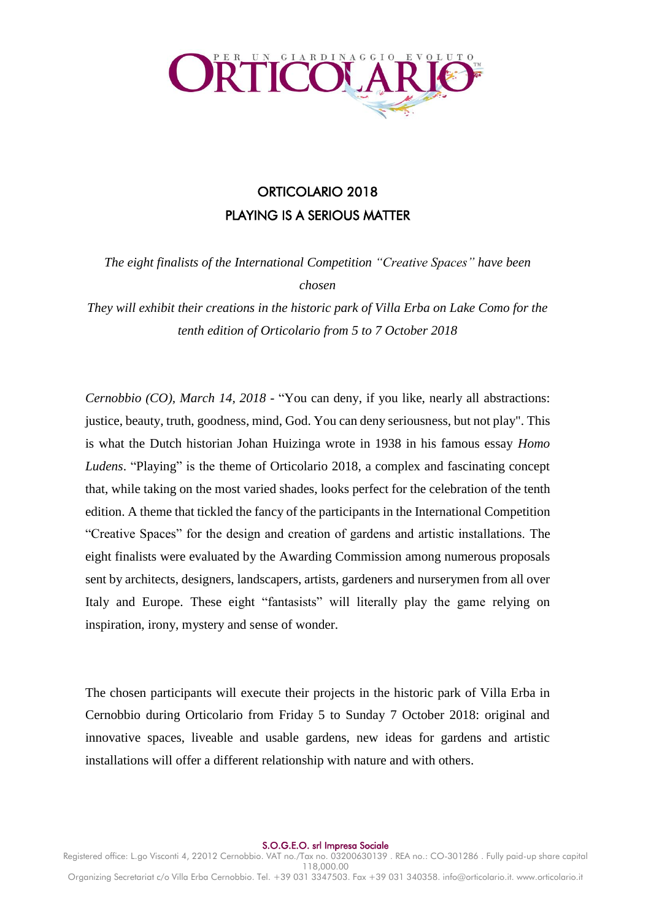# ORTICOLARIO 2018
## PLAYING IS A SERIOUS MATTER

*The eight finalists of the International Competition "Creative Spaces" have been chosen*

*They will exhibit their creations in the historic park of Villa Erba on Lake Como for the tenth edition of Orticolario from 5 to 7 October 2018*

*Cernobbio (CO), March 14, 2018* - "You can deny, if you like, nearly all abstractions: justice, beauty, truth, goodness, mind, God. You can deny seriousness, but not play". This is what the Dutch historian Johan Huizinga wrote in 1938 in his famous essay *Homo Ludens*. "Playing" is the theme of Orticolario 2018, a complex and fascinating concept that, while taking on the most varied shades, looks perfect for the celebration of the tenth edition. A theme that tickled the fancy of the participants in the International Competition "Creative Spaces" for the design and creation of gardens and artistic installations. The eight finalists were evaluated by the Awarding Commission among numerous proposals sent by architects, designers, landscapers, artists, gardeners and nurserymen from all over Italy and Europe. These eight "fantasists" will literally play the game relying on inspiration, irony, mystery and sense of wonder.

The chosen participants will execute their projects in the historic park of Villa Erba in Cernobbio during Orticolario from Friday 5 to Sunday 7 October 2018: original and innovative spaces, liveable and usable gardens, new ideas for gardens and artistic installations will offer a different relationship with nature and with others.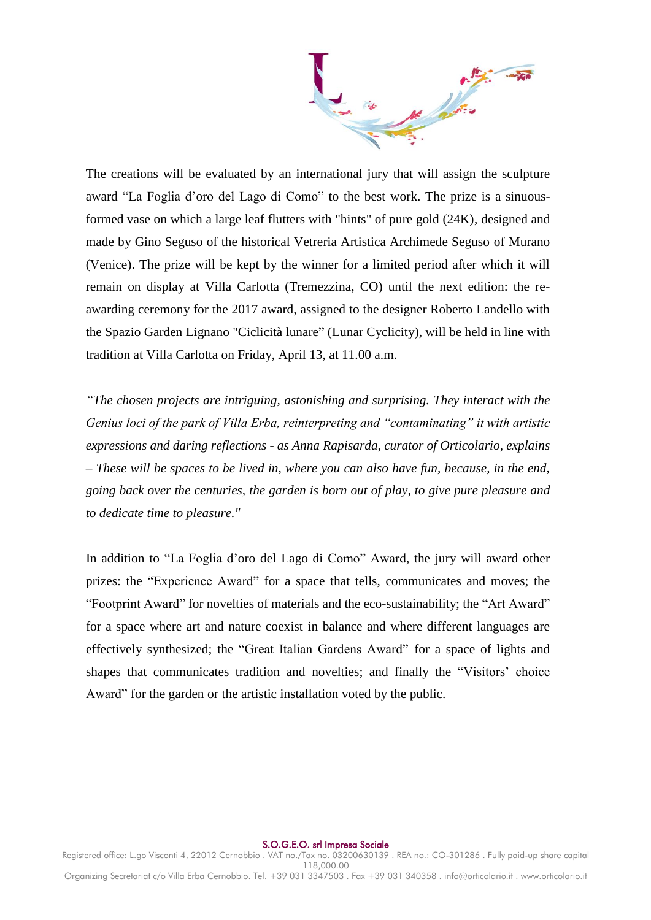The creations will be evaluated by an international jury that will assign the sculpture award “La Foglia d’oro del Lago di Como” to the best work. The prize is a sinuous-formed vase on which a large leaf flutters with "hints" of pure gold (24K), designed and made by Gino Seguso of the historical Vetreria Artistica Archimede Seguso of Murano (Venice). The prize will be kept by the winner for a limited period after which it will remain on display at Villa Carlotta (Tremezzina, CO) until the next edition: the re-awarding ceremony for the 2017 award, assigned to the designer Roberto Landello with the Spazio Garden Lignano "Ciclicità lunare" (Lunar Cyclicity), will be held in line with tradition at Villa Carlotta on Friday, April 13, at 11.00 a.m.

*“The chosen projects are intriguing, astonishing and surprising. They interact with the Genius loci of the park of Villa Erba, reinterpreting and “contaminating” it with artistic expressions and daring reflections - as Anna Rapisarda, curator of Orticolario, explains – These will be spaces to be lived in, where you can also have fun, because, in the end, going back over the centuries, the garden is born out of play, to give pure pleasure and to dedicate time to pleasure."*

In addition to “La Foglia d’oro del Lago di Como” Award, the jury will award other prizes: the “Experience Award” for a space that tells, communicates and moves; the “Footprint Award” for novelties of materials and the eco-sustainability; the “Art Award” for a space where art and nature coexist in balance and where different languages are effectively synthesized; the “Great Italian Gardens Award” for a space of lights and shapes that communicates tradition and novelties; and finally the “Visitors’ choice Award” for the garden or the artistic installation voted by the public.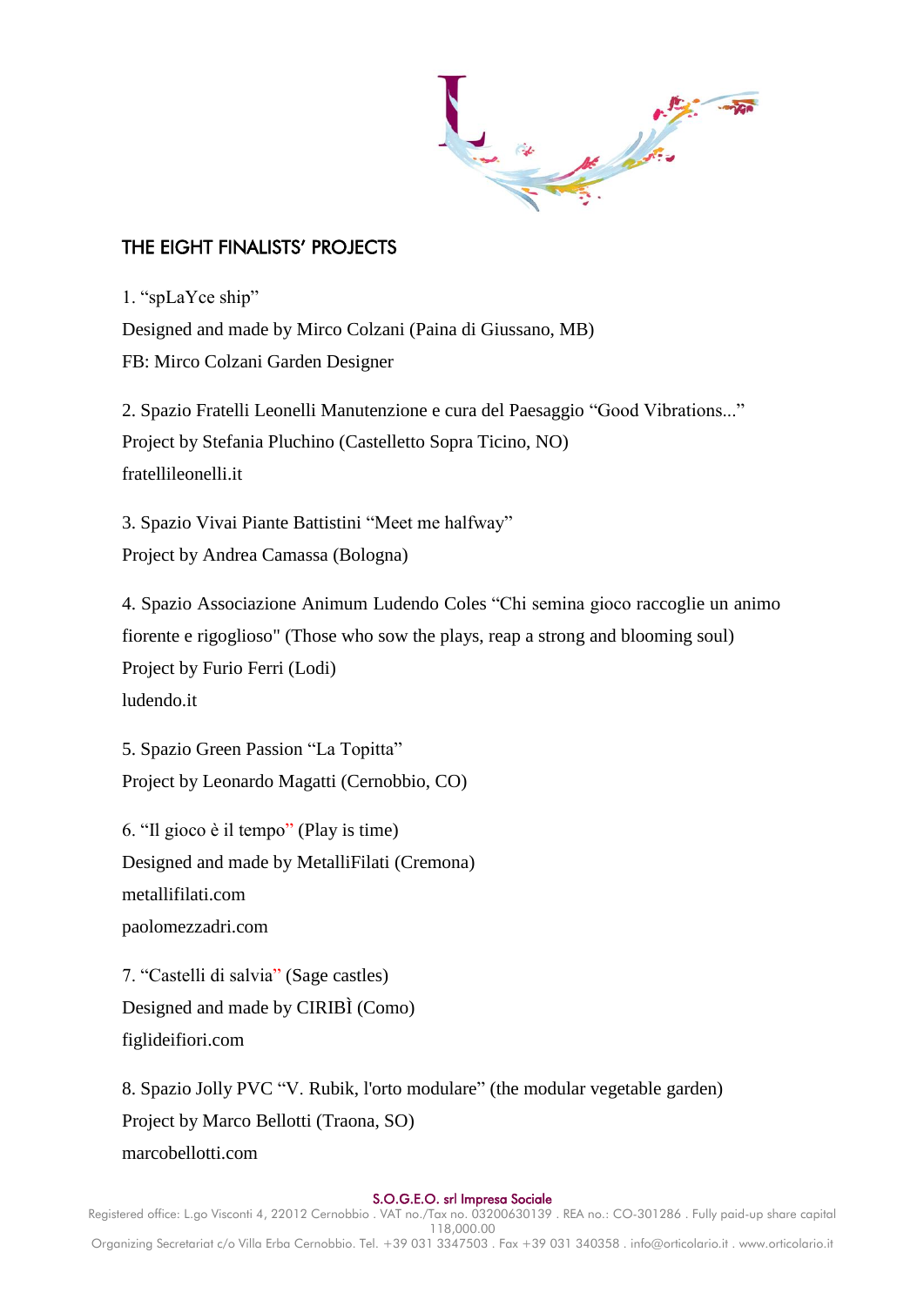## THE EIGHT FINALISTS' PROJECTS

1. "spLaYce ship"
Designed and made by Mirco Colzani (Paina di Giussano, MB)
FB: Mirco Colzani Garden Designer

2. Spazio Fratelli Leonelli Manutenzione e cura del Paesaggio "Good Vibrations..."
Project by Stefania Pluchino (Castelletto Sopra Ticino, NO)
fratellileonelli.it

3. Spazio Vivai Piante Battistini "Meet me halfway"
Project by Andrea Camassa (Bologna)

4. Spazio Associazione Animum Ludendo Coles "Chi semina gioco raccoglie un animo fiorente e rigoglioso" (Those who sow the plays, reap a strong and blooming soul)
Project by Furio Ferri (Lodi)
ludendo.it

5. Spazio Green Passion "La Topitta"
Project by Leonardo Magatti (Cernobbio, CO)

6. "Il gioco è il tempo" (Play is time)
Designed and made by MetalliFilati (Cremona)
metallifilati.com
paolomezzadri.com

7. "Castelli di salvia" (Sage castles)
Designed and made by CIRIBÌ (Como)
figlideifiori.com

8. Spazio Jolly PVC "V. Rubik, l'orto modulare" (the modular vegetable garden)
Project by Marco Bellotti (Traona, SO)
marcobellotti.com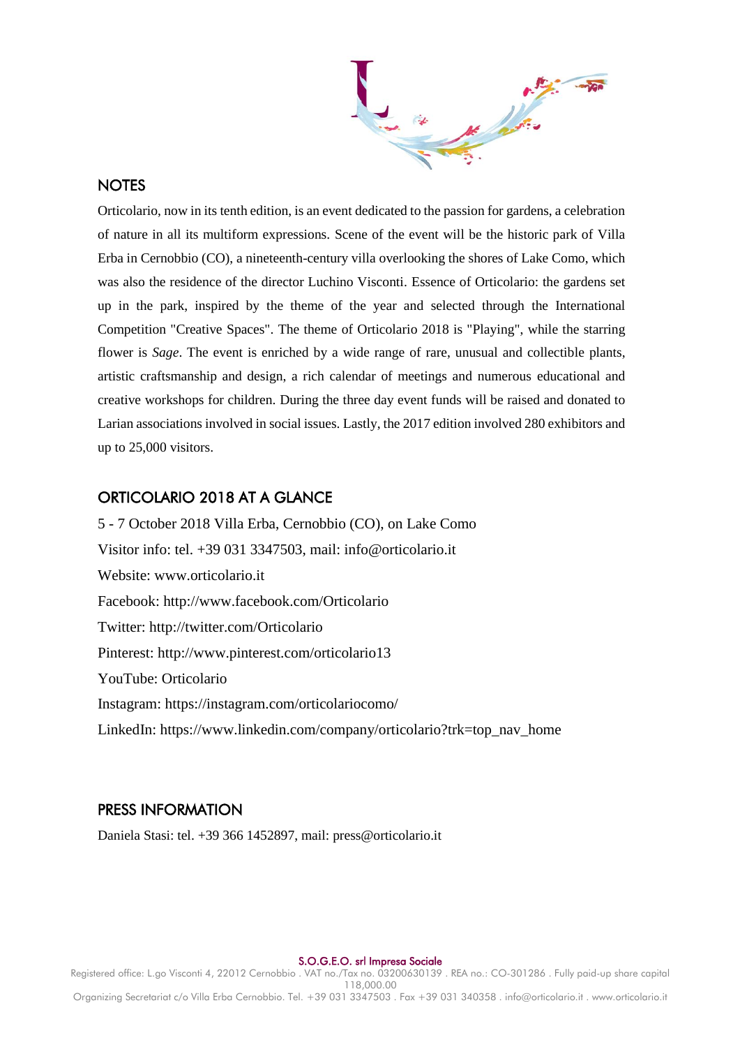## NOTES

Orticolario, now in its tenth edition, is an event dedicated to the passion for gardens, a celebration of nature in all its multiform expressions. Scene of the event will be the historic park of Villa Erba in Cernobbio (CO), a nineteenth-century villa overlooking the shores of Lake Como, which was also the residence of the director Luchino Visconti. Essence of Orticolario: the gardens set up in the park, inspired by the theme of the year and selected through the International Competition "Creative Spaces". The theme of Orticolario 2018 is "Playing", while the starring flower is *Sage*. The event is enriched by a wide range of rare, unusual and collectible plants, artistic craftsmanship and design, a rich calendar of meetings and numerous educational and creative workshops for children. During the three day event funds will be raised and donated to Larian associations involved in social issues. Lastly, the 2017 edition involved 280 exhibitors and up to 25,000 visitors.

## ORTICOLARIO 2018 AT A GLANCE

5 - 7 October 2018 Villa Erba, Cernobbio (CO), on Lake Como

Visitor info: tel. +39 031 3347503, mail: info@orticolario.it

Website: www.orticolario.it

Facebook: http://www.facebook.com/Orticolario

Twitter: http://twitter.com/Orticolario

Pinterest: http://www.pinterest.com/orticolario13

YouTube: Orticolario

Instagram: https://instagram.com/orticolariocomo/

LinkedIn: https://www.linkedin.com/company/orticolario?trk=top_nav_home

## PRESS INFORMATION

Daniela Stasi: tel. +39 366 1452897, mail: press@orticolario.it

S.O.G.E.O. srl Impresa Sociale

Registered office: L.go Visconti 4, 22012 Cernobbio . VAT no./Tax no. 03200630139 . REA no.: CO-301286 . Fully paid-up share capital 118,000.00

Organizing Secretariat c/o Villa Erba Cernobbio. Tel. +39 031 3347503 . Fax +39 031 340358 . info@orticolario.it . www.orticolario.it